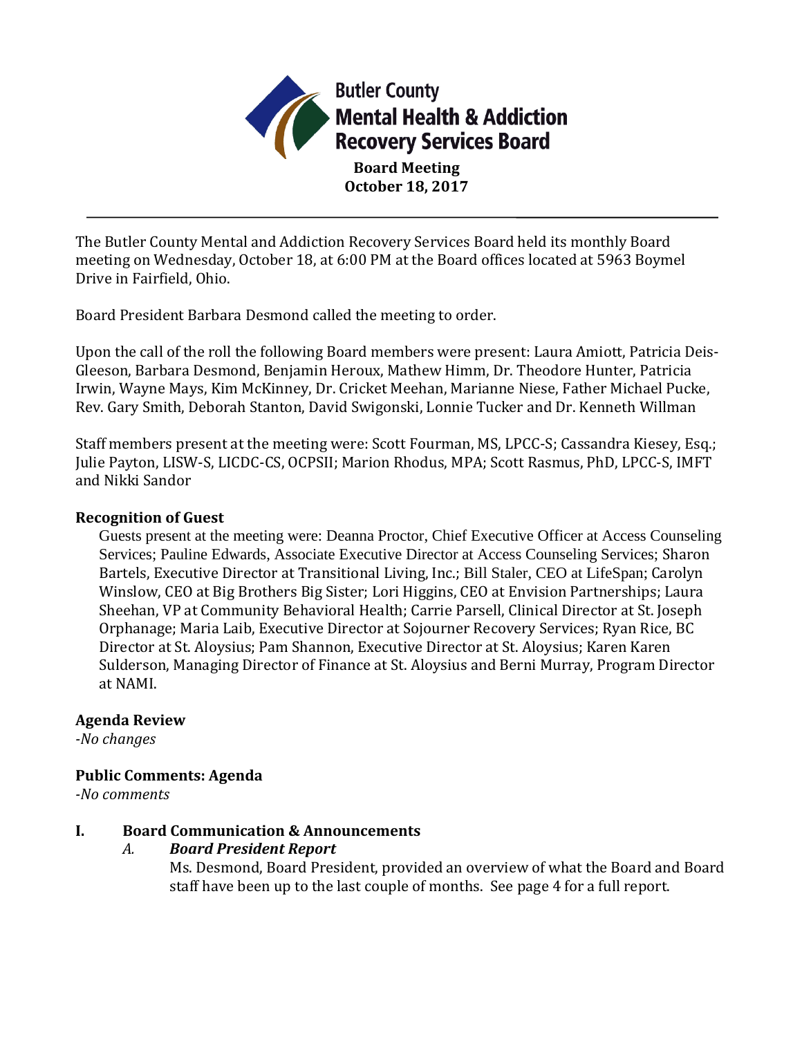**Butler County Mental Health & Addiction Recovery Services Board**

**Board Meeting**
**October 18, 2017**

---

The Butler County Mental and Addiction Recovery Services Board held its monthly Board meeting on Wednesday, October 18, at 6:00 PM at the Board offices located at 5963 Boymel Drive in Fairfield, Ohio.

Board President Barbara Desmond called the meeting to order.

Upon the call of the roll the following Board members were present: Laura Amiott, Patricia Deis-Gleeson, Barbara Desmond, Benjamin Heroux, Mathew Himm, Dr. Theodore Hunter, Patricia Irwin, Wayne Mays, Kim McKinney, Dr. Cricket Meehan, Marianne Niese, Father Michael Pucke, Rev. Gary Smith, Deborah Stanton, David Swigonski, Lonnie Tucker and Dr. Kenneth Willman

Staff members present at the meeting were: Scott Fourman, MS, LPCC-S; Cassandra Kiesey, Esq.; Julie Payton, LISW-S, LICDC-CS, OCPSII; Marion Rhodus, MPA; Scott Rasmus, PhD, LPCC-S, IMFT and Nikki Sandor

### Recognition of Guest

Guests present at the meeting were: Deanna Proctor, Chief Executive Officer at Access Counseling Services; Pauline Edwards, Associate Executive Director at Access Counseling Services; Sharon Bartels, Executive Director at Transitional Living, Inc.; Bill Staler, CEO at LifeSpan; Carolyn Winslow, CEO at Big Brothers Big Sister; Lori Higgins, CEO at Envision Partnerships; Laura Sheehan, VP at Community Behavioral Health; Carrie Parsell, Clinical Director at St. Joseph Orphanage; Maria Laib, Executive Director at Sojourner Recovery Services; Ryan Rice, BC Director at St. Aloysius; Pam Shannon, Executive Director at St. Aloysius; Karen Karen Sulderson, Managing Director of Finance at St. Aloysius and Berni Murray, Program Director at NAMI.

### Agenda Review

*-No changes*

### Public Comments: Agenda

*-No comments*

## I. Board Communication & Announcements

### *A. Board President Report*

Ms. Desmond, Board President, provided an overview of what the Board and Board staff have been up to the last couple of months. See page 4 for a full report.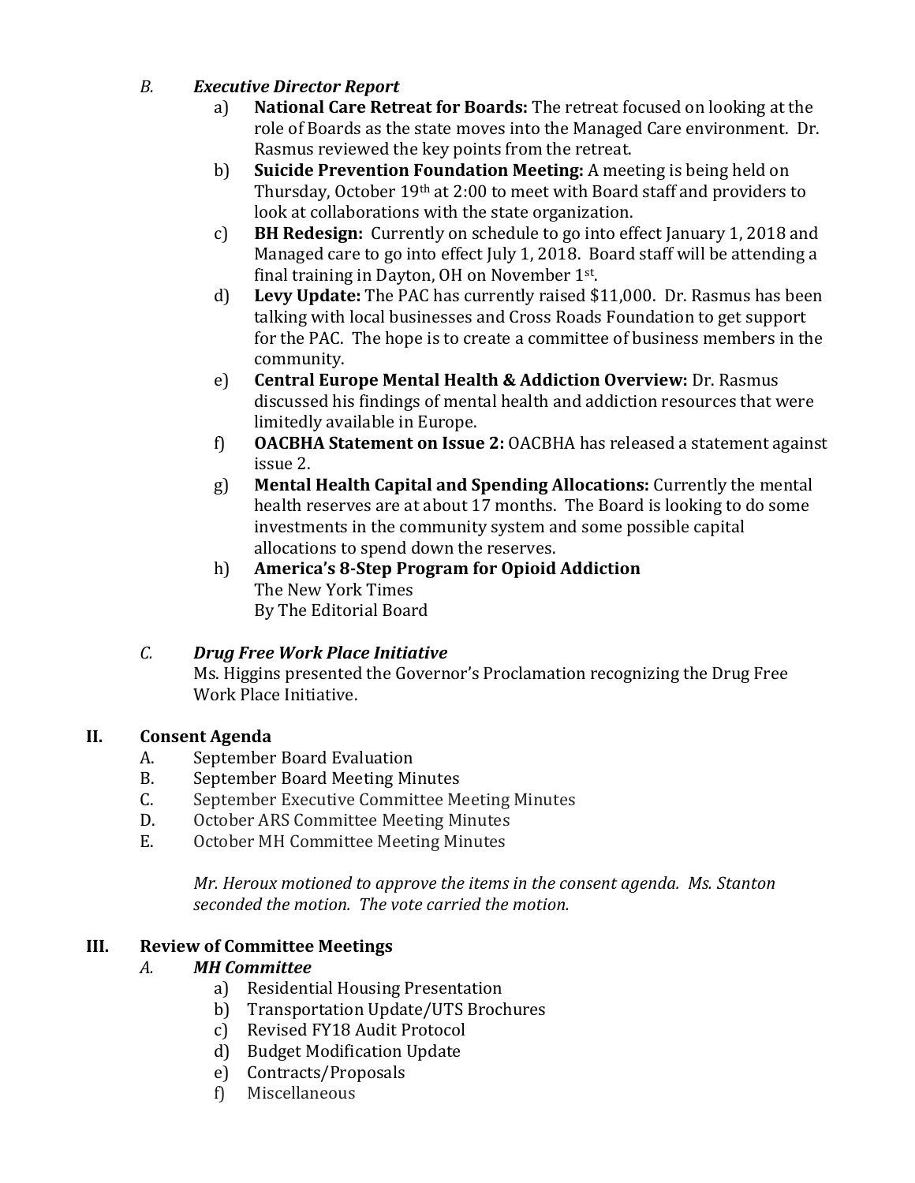*B.* ***Executive Director Report***

a) **National Care Retreat for Boards:** The retreat focused on looking at the role of Boards as the state moves into the Managed Care environment. Dr. Rasmus reviewed the key points from the retreat.

b) **Suicide Prevention Foundation Meeting:** A meeting is being held on Thursday, October 19th at 2:00 to meet with Board staff and providers to look at collaborations with the state organization.

c) **BH Redesign:** Currently on schedule to go into effect January 1, 2018 and Managed care to go into effect July 1, 2018. Board staff will be attending a final training in Dayton, OH on November 1st.

d) **Levy Update:** The PAC has currently raised $11,000. Dr. Rasmus has been talking with local businesses and Cross Roads Foundation to get support for the PAC. The hope is to create a committee of business members in the community.

e) **Central Europe Mental Health & Addiction Overview:** Dr. Rasmus discussed his findings of mental health and addiction resources that were limitedly available in Europe.

f) **OACBHA Statement on Issue 2:** OACBHA has released a statement against issue 2.

g) **Mental Health Capital and Spending Allocations:** Currently the mental health reserves are at about 17 months. The Board is looking to do some investments in the community system and some possible capital allocations to spend down the reserves.

h) **America's 8-Step Program for Opioid Addiction**
The New York Times
By The Editorial Board

*C.* ***Drug Free Work Place Initiative***

Ms. Higgins presented the Governor's Proclamation recognizing the Drug Free Work Place Initiative.

## II. Consent Agenda

A. September Board Evaluation
B. September Board Meeting Minutes
C. September Executive Committee Meeting Minutes
D. October ARS Committee Meeting Minutes
E. October MH Committee Meeting Minutes

*Mr. Heroux motioned to approve the items in the consent agenda. Ms. Stanton seconded the motion. The vote carried the motion.*

## III. Review of Committee Meetings

*A.* ***MH Committee***

a) Residential Housing Presentation
b) Transportation Update/UTS Brochures
c) Revised FY18 Audit Protocol
d) Budget Modification Update
e) Contracts/Proposals
f) Miscellaneous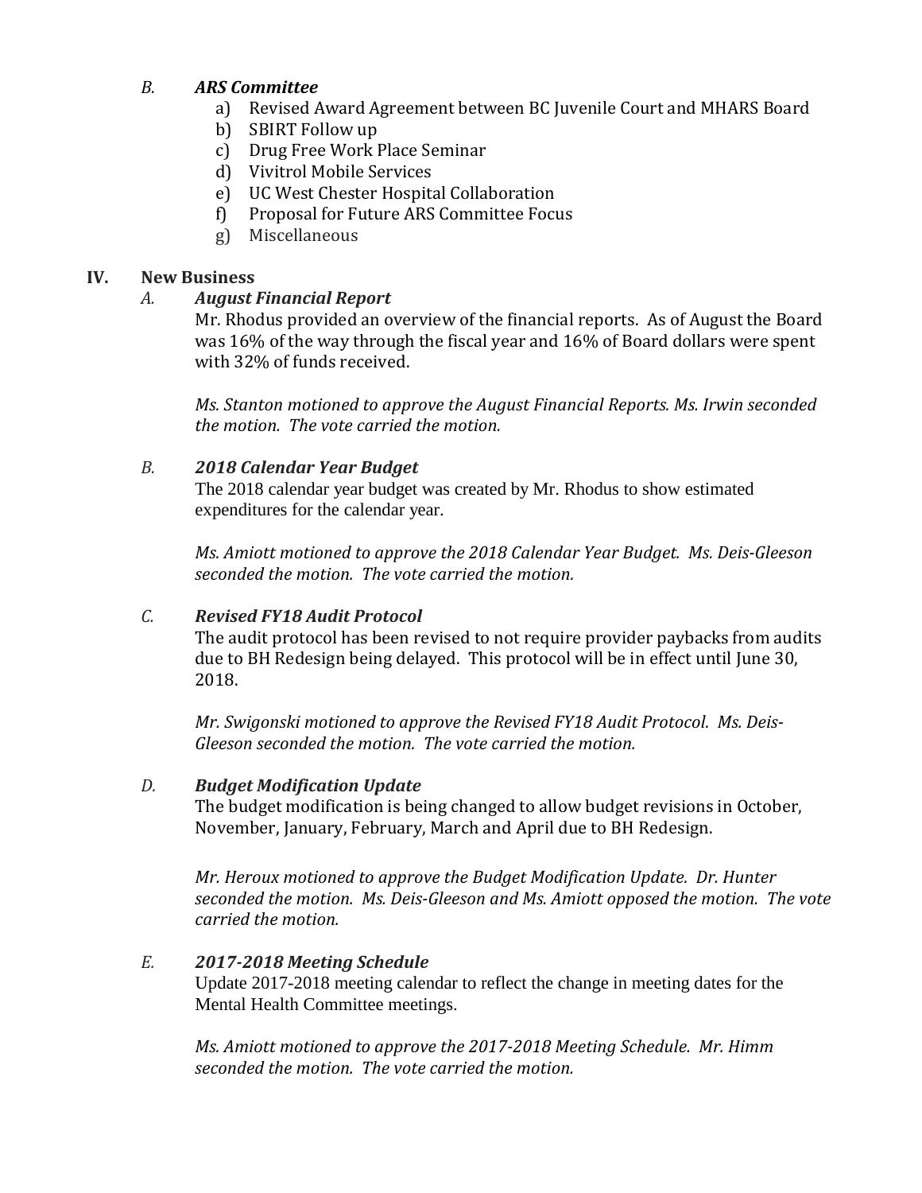*B.* ***ARS Committee***

a) Revised Award Agreement between BC Juvenile Court and MHARS Board
b) SBIRT Follow up
c) Drug Free Work Place Seminar
d) Vivitrol Mobile Services
e) UC West Chester Hospital Collaboration
f) Proposal for Future ARS Committee Focus
g) Miscellaneous

## IV. New Business

*A.* ***August Financial Report***

Mr. Rhodus provided an overview of the financial reports. As of August the Board was 16% of the way through the fiscal year and 16% of Board dollars were spent with 32% of funds received.

*Ms. Stanton motioned to approve the August Financial Reports. Ms. Irwin seconded the motion. The vote carried the motion.*

*B.* ***2018 Calendar Year Budget***

The 2018 calendar year budget was created by Mr. Rhodus to show estimated expenditures for the calendar year.

*Ms. Amiott motioned to approve the 2018 Calendar Year Budget. Ms. Deis-Gleeson seconded the motion. The vote carried the motion.*

*C.* ***Revised FY18 Audit Protocol***

The audit protocol has been revised to not require provider paybacks from audits due to BH Redesign being delayed. This protocol will be in effect until June 30, 2018.

*Mr. Swigonski motioned to approve the Revised FY18 Audit Protocol. Ms. Deis-Gleeson seconded the motion. The vote carried the motion.*

*D.* ***Budget Modification Update***

The budget modification is being changed to allow budget revisions in October, November, January, February, March and April due to BH Redesign.

*Mr. Heroux motioned to approve the Budget Modification Update. Dr. Hunter seconded the motion. Ms. Deis-Gleeson and Ms. Amiott opposed the motion. The vote carried the motion.*

*E.* ***2017-2018 Meeting Schedule***

Update 2017-2018 meeting calendar to reflect the change in meeting dates for the Mental Health Committee meetings.

*Ms. Amiott motioned to approve the 2017-2018 Meeting Schedule. Mr. Himm seconded the motion. The vote carried the motion.*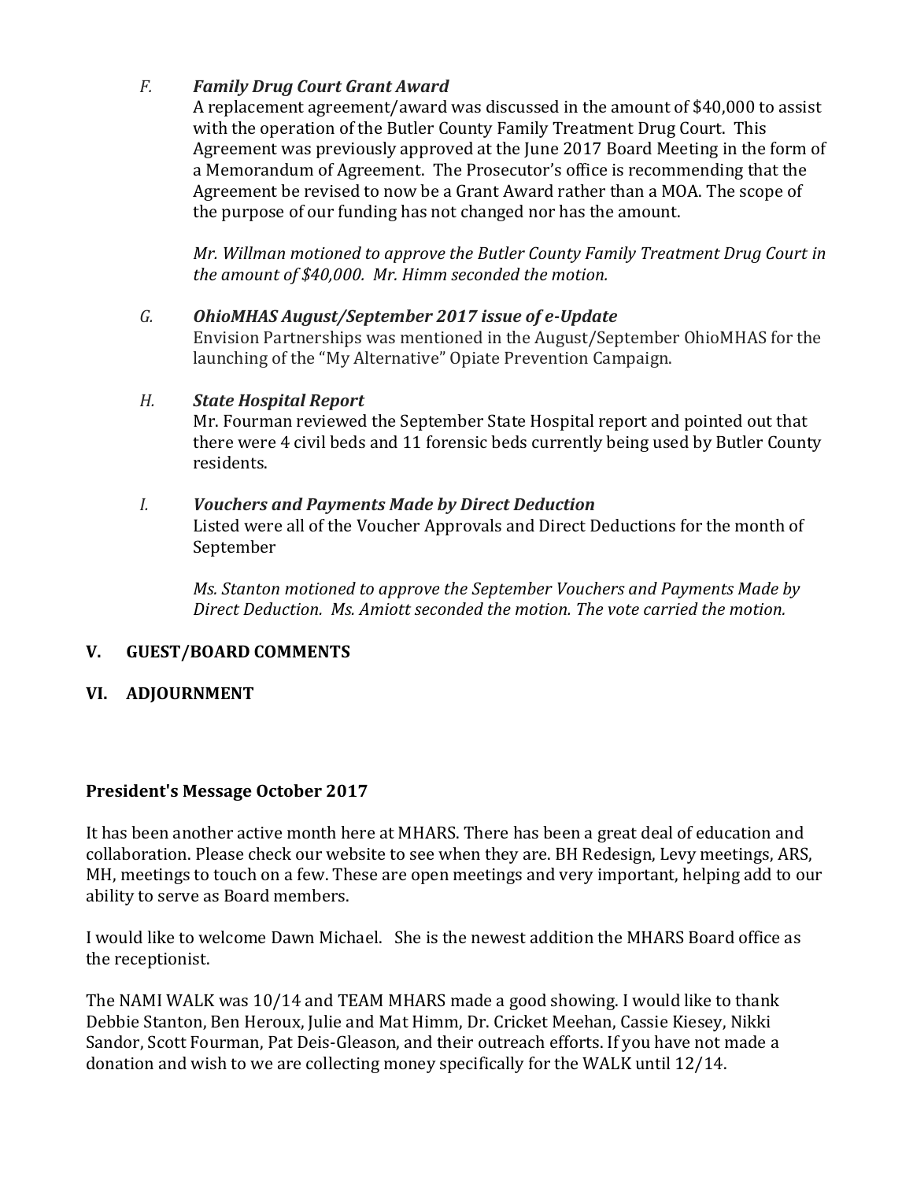*F.* ***Family Drug Court Grant Award***

A replacement agreement/award was discussed in the amount of $40,000 to assist with the operation of the Butler County Family Treatment Drug Court. This Agreement was previously approved at the June 2017 Board Meeting in the form of a Memorandum of Agreement. The Prosecutor's office is recommending that the Agreement be revised to now be a Grant Award rather than a MOA. The scope of the purpose of our funding has not changed nor has the amount.

*Mr. Willman motioned to approve the Butler County Family Treatment Drug Court in the amount of $40,000. Mr. Himm seconded the motion.*

*G.* ***OhioMHAS August/September 2017 issue of e-Update***

Envision Partnerships was mentioned in the August/September OhioMHAS for the launching of the "My Alternative" Opiate Prevention Campaign.

*H.* ***State Hospital Report***

Mr. Fourman reviewed the September State Hospital report and pointed out that there were 4 civil beds and 11 forensic beds currently being used by Butler County residents.

*I.* ***Vouchers and Payments Made by Direct Deduction***

Listed were all of the Voucher Approvals and Direct Deductions for the month of September

*Ms. Stanton motioned to approve the September Vouchers and Payments Made by Direct Deduction. Ms. Amiott seconded the motion. The vote carried the motion.*

## V. GUEST/BOARD COMMENTS

## VI. ADJOURNMENT

**President's Message October 2017**

It has been another active month here at MHARS. There has been a great deal of education and collaboration. Please check our website to see when they are. BH Redesign, Levy meetings, ARS, MH, meetings to touch on a few. These are open meetings and very important, helping add to our ability to serve as Board members.

I would like to welcome Dawn Michael. She is the newest addition the MHARS Board office as the receptionist.

The NAMI WALK was 10/14 and TEAM MHARS made a good showing. I would like to thank Debbie Stanton, Ben Heroux, Julie and Mat Himm, Dr. Cricket Meehan, Cassie Kiesey, Nikki Sandor, Scott Fourman, Pat Deis-Gleason, and their outreach efforts. If you have not made a donation and wish to we are collecting money specifically for the WALK until 12/14.